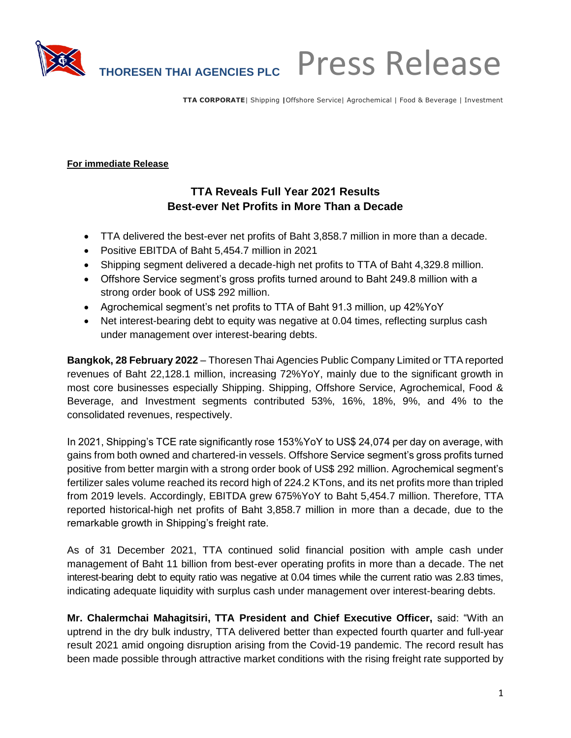**THORESEN THAI AGENCIES PLC** Press Release

**TTA CORPORATE**| Shipping |Offshore Service| Agrochemical | Food & Beverage | Investment

**For immediate Release**

## TTA Reveals Full Year 2021 Results
## Best-ever Net Profits in More Than a Decade

- TTA delivered the best-ever net profits of Baht 3,858.7 million in more than a decade.
- Positive EBITDA of Baht 5,454.7 million in 2021
- Shipping segment delivered a decade-high net profits to TTA of Baht 4,329.8 million.
- Offshore Service segment's gross profits turned around to Baht 249.8 million with a strong order book of US$ 292 million.
- Agrochemical segment's net profits to TTA of Baht 91.3 million, up 42%YoY
- Net interest-bearing debt to equity was negative at 0.04 times, reflecting surplus cash under management over interest-bearing debts.

**Bangkok, 28 February 2022** – Thoresen Thai Agencies Public Company Limited or TTA reported revenues of Baht 22,128.1 million, increasing 72%YoY, mainly due to the significant growth in most core businesses especially Shipping. Shipping, Offshore Service, Agrochemical, Food & Beverage, and Investment segments contributed 53%, 16%, 18%, 9%, and 4% to the consolidated revenues, respectively.

In 2021, Shipping's TCE rate significantly rose 153%YoY to US$ 24,074 per day on average, with gains from both owned and chartered-in vessels. Offshore Service segment's gross profits turned positive from better margin with a strong order book of US$ 292 million. Agrochemical segment's fertilizer sales volume reached its record high of 224.2 KTons, and its net profits more than tripled from 2019 levels. Accordingly, EBITDA grew 675%YoY to Baht 5,454.7 million. Therefore, TTA reported historical-high net profits of Baht 3,858.7 million in more than a decade, due to the remarkable growth in Shipping's freight rate.

As of 31 December 2021, TTA continued solid financial position with ample cash under management of Baht 11 billion from best-ever operating profits in more than a decade. The net interest-bearing debt to equity ratio was negative at 0.04 times while the current ratio was 2.83 times, indicating adequate liquidity with surplus cash under management over interest-bearing debts.

**Mr. Chalermchai Mahagitsiri, TTA President and Chief Executive Officer,** said: "With an uptrend in the dry bulk industry, TTA delivered better than expected fourth quarter and full-year result 2021 amid ongoing disruption arising from the Covid-19 pandemic. The record result has been made possible through attractive market conditions with the rising freight rate supported by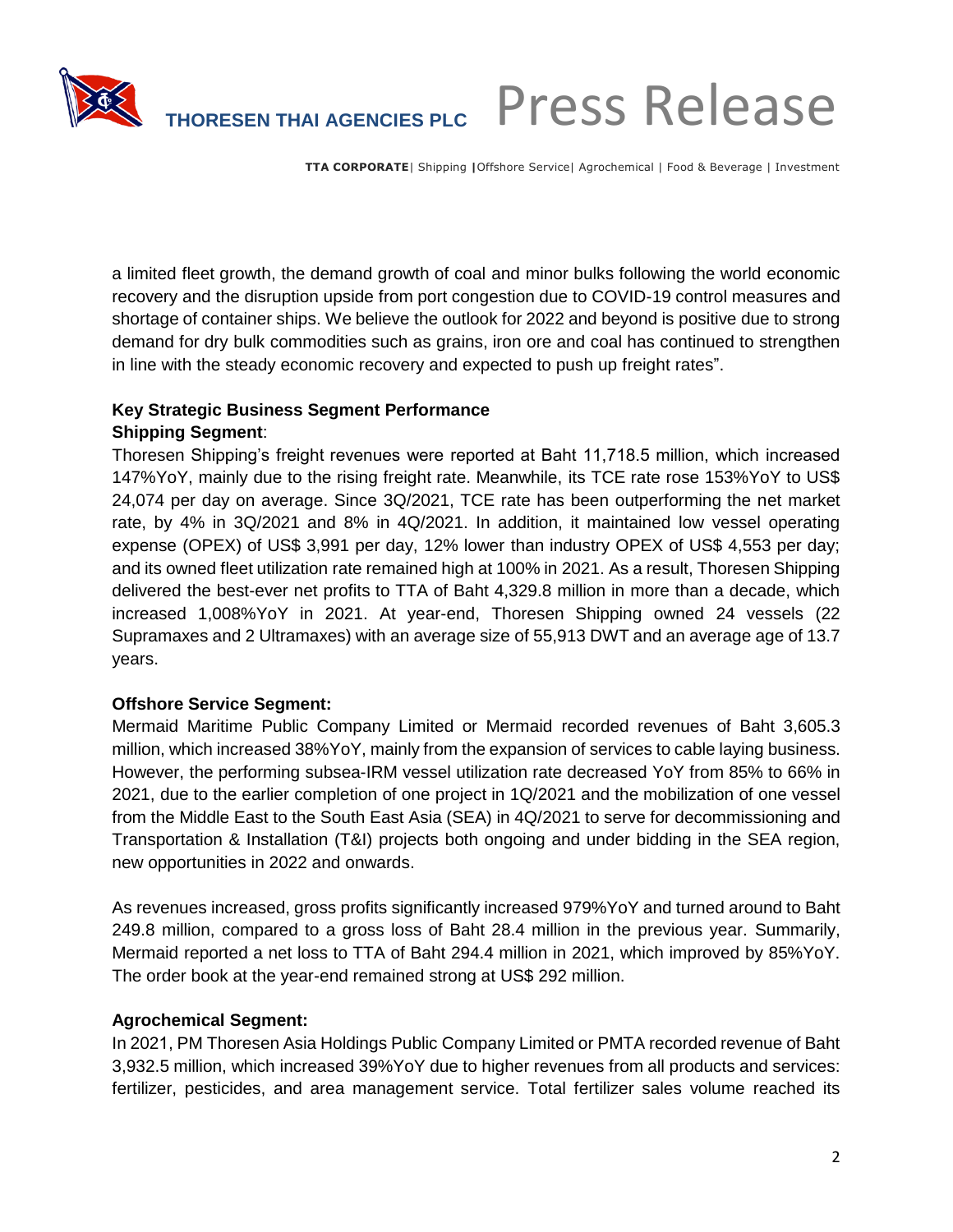a limited fleet growth, the demand growth of coal and minor bulks following the world economic recovery and the disruption upside from port congestion due to COVID-19 control measures and shortage of container ships. We believe the outlook for 2022 and beyond is positive due to strong demand for dry bulk commodities such as grains, iron ore and coal has continued to strengthen in line with the steady economic recovery and expected to push up freight rates".

**Key Strategic Business Segment Performance**

**Shipping Segment**:

Thoresen Shipping's freight revenues were reported at Baht 11,718.5 million, which increased 147%YoY, mainly due to the rising freight rate. Meanwhile, its TCE rate rose 153%YoY to US$ 24,074 per day on average. Since 3Q/2021, TCE rate has been outperforming the net market rate, by 4% in 3Q/2021 and 8% in 4Q/2021. In addition, it maintained low vessel operating expense (OPEX) of US$ 3,991 per day, 12% lower than industry OPEX of US$ 4,553 per day; and its owned fleet utilization rate remained high at 100% in 2021. As a result, Thoresen Shipping delivered the best-ever net profits to TTA of Baht 4,329.8 million in more than a decade, which increased 1,008%YoY in 2021. At year-end, Thoresen Shipping owned 24 vessels (22 Supramaxes and 2 Ultramaxes) with an average size of 55,913 DWT and an average age of 13.7 years.

**Offshore Service Segment:**

Mermaid Maritime Public Company Limited or Mermaid recorded revenues of Baht 3,605.3 million, which increased 38%YoY, mainly from the expansion of services to cable laying business. However, the performing subsea-IRM vessel utilization rate decreased YoY from 85% to 66% in 2021, due to the earlier completion of one project in 1Q/2021 and the mobilization of one vessel from the Middle East to the South East Asia (SEA) in 4Q/2021 to serve for decommissioning and Transportation & Installation (T&I) projects both ongoing and under bidding in the SEA region, new opportunities in 2022 and onwards.

As revenues increased, gross profits significantly increased 979%YoY and turned around to Baht 249.8 million, compared to a gross loss of Baht 28.4 million in the previous year. Summarily, Mermaid reported a net loss to TTA of Baht 294.4 million in 2021, which improved by 85%YoY. The order book at the year-end remained strong at US$ 292 million.

**Agrochemical Segment:**

In 2021, PM Thoresen Asia Holdings Public Company Limited or PMTA recorded revenue of Baht 3,932.5 million, which increased 39%YoY due to higher revenues from all products and services: fertilizer, pesticides, and area management service. Total fertilizer sales volume reached its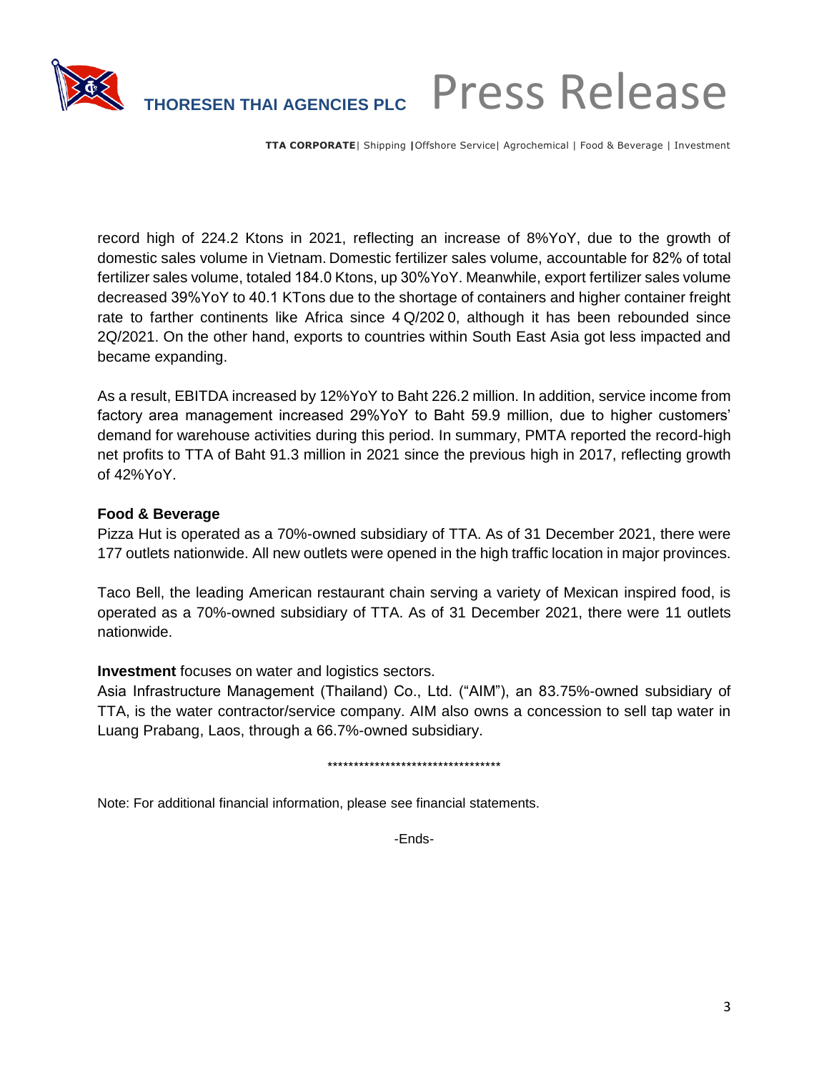record high of 224.2 Ktons in 2021, reflecting an increase of 8%YoY, due to the growth of domestic sales volume in Vietnam. Domestic fertilizer sales volume, accountable for 82% of total fertilizer sales volume, totaled 184.0 Ktons, up 30%YoY. Meanwhile, export fertilizer sales volume decreased 39%YoY to 40.1 KTons due to the shortage of containers and higher container freight rate to farther continents like Africa since 4Q/2020, although it has been rebounded since 2Q/2021. On the other hand, exports to countries within South East Asia got less impacted and became expanding.

As a result, EBITDA increased by 12%YoY to Baht 226.2 million. In addition, service income from factory area management increased 29%YoY to Baht 59.9 million, due to higher customers' demand for warehouse activities during this period. In summary, PMTA reported the record-high net profits to TTA of Baht 91.3 million in 2021 since the previous high in 2017, reflecting growth of 42%YoY.

**Food & Beverage**

Pizza Hut is operated as a 70%-owned subsidiary of TTA. As of 31 December 2021, there were 177 outlets nationwide. All new outlets were opened in the high traffic location in major provinces.

Taco Bell, the leading American restaurant chain serving a variety of Mexican inspired food, is operated as a 70%-owned subsidiary of TTA. As of 31 December 2021, there were 11 outlets nationwide.

**Investment** focuses on water and logistics sectors.

Asia Infrastructure Management (Thailand) Co., Ltd. ("AIM"), an 83.75%-owned subsidiary of TTA, is the water contractor/service company. AIM also owns a concession to sell tap water in Luang Prabang, Laos, through a 66.7%-owned subsidiary.

*********************************

Note: For additional financial information, please see financial statements.

-Ends-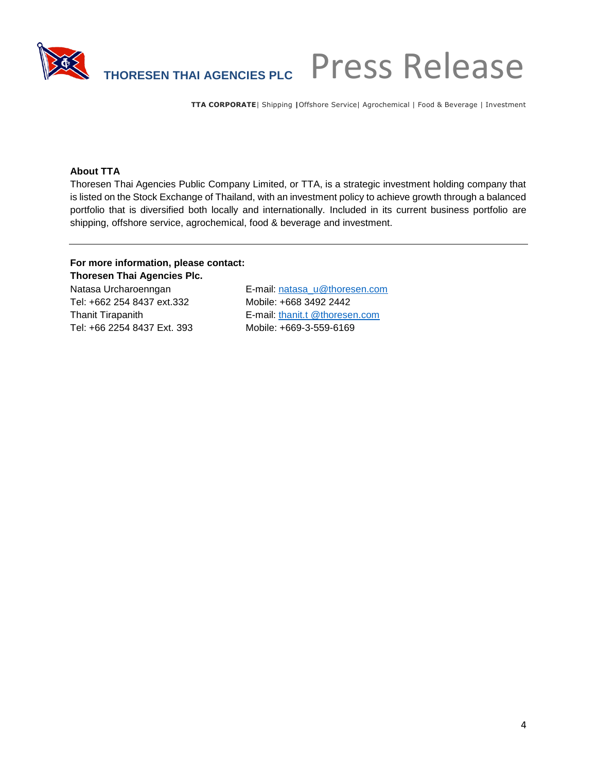**About TTA**

Thoresen Thai Agencies Public Company Limited, or TTA, is a strategic investment holding company that is listed on the Stock Exchange of Thailand, with an investment policy to achieve growth through a balanced portfolio that is diversified both locally and internationally. Included in its current business portfolio are shipping, offshore service, agrochemical, food & beverage and investment.

---

**For more information, please contact:**
**Thoresen Thai Agencies Plc.**

Natasa Urcharoenngan — E-mail: natasa_u@thoresen.com
Tel: +662 254 8437 ext.332 — Mobile: +668 3492 2442
Thanit Tirapanith — E-mail: thanit.t @thoresen.com
Tel: +66 2254 8437 Ext. 393 — Mobile: +669-3-559-6169